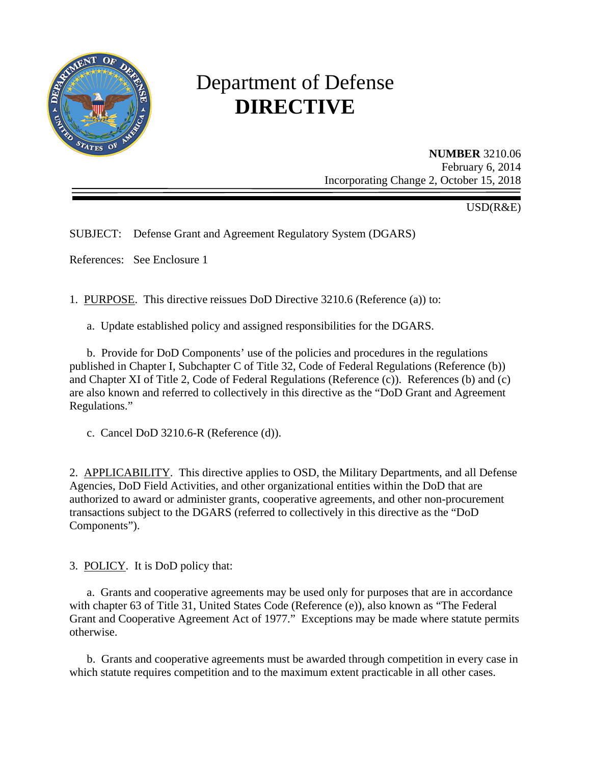# Department of Defense
# **DIRECTIVE**

**NUMBER** 3210.06
February 6, 2014
Incorporating Change 2, October 15, 2018

USD(R&E)

SUBJECT: Defense Grant and Agreement Regulatory System (DGARS)

References: See Enclosure 1

1. PURPOSE. This directive reissues DoD Directive 3210.6 (Reference (a)) to:

a. Update established policy and assigned responsibilities for the DGARS.

b. Provide for DoD Components' use of the policies and procedures in the regulations published in Chapter I, Subchapter C of Title 32, Code of Federal Regulations (Reference (b)) and Chapter XI of Title 2, Code of Federal Regulations (Reference (c)). References (b) and (c) are also known and referred to collectively in this directive as the "DoD Grant and Agreement Regulations."

c. Cancel DoD 3210.6-R (Reference (d)).

2. APPLICABILITY. This directive applies to OSD, the Military Departments, and all Defense Agencies, DoD Field Activities, and other organizational entities within the DoD that are authorized to award or administer grants, cooperative agreements, and other non-procurement transactions subject to the DGARS (referred to collectively in this directive as the "DoD Components").

3. POLICY. It is DoD policy that:

a. Grants and cooperative agreements may be used only for purposes that are in accordance with chapter 63 of Title 31, United States Code (Reference (e)), also known as "The Federal Grant and Cooperative Agreement Act of 1977." Exceptions may be made where statute permits otherwise.

b. Grants and cooperative agreements must be awarded through competition in every case in which statute requires competition and to the maximum extent practicable in all other cases.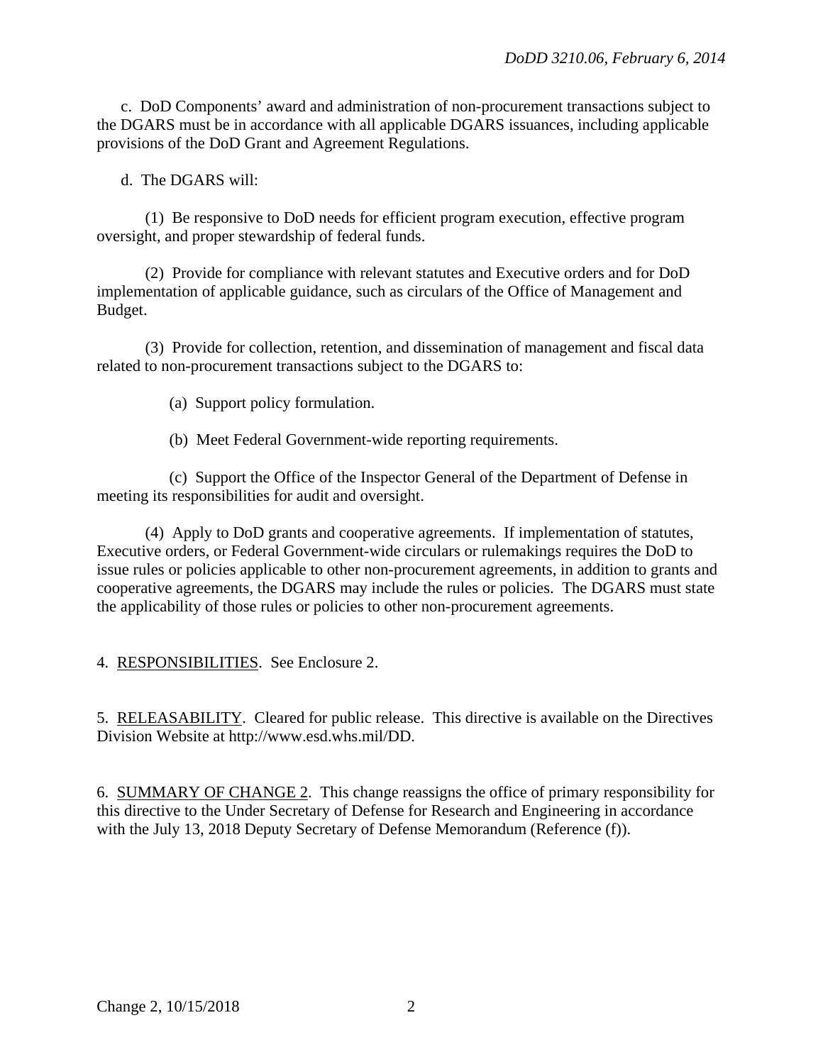c. DoD Components' award and administration of non-procurement transactions subject to the DGARS must be in accordance with all applicable DGARS issuances, including applicable provisions of the DoD Grant and Agreement Regulations.

d. The DGARS will:

(1) Be responsive to DoD needs for efficient program execution, effective program oversight, and proper stewardship of federal funds.

(2) Provide for compliance with relevant statutes and Executive orders and for DoD implementation of applicable guidance, such as circulars of the Office of Management and Budget.

(3) Provide for collection, retention, and dissemination of management and fiscal data related to non-procurement transactions subject to the DGARS to:

(a) Support policy formulation.

(b) Meet Federal Government-wide reporting requirements.

(c) Support the Office of the Inspector General of the Department of Defense in meeting its responsibilities for audit and oversight.

(4) Apply to DoD grants and cooperative agreements. If implementation of statutes, Executive orders, or Federal Government-wide circulars or rulemakings requires the DoD to issue rules or policies applicable to other non-procurement agreements, in addition to grants and cooperative agreements, the DGARS may include the rules or policies. The DGARS must state the applicability of those rules or policies to other non-procurement agreements.

4. RESPONSIBILITIES. See Enclosure 2.

5. RELEASABILITY. Cleared for public release. This directive is available on the Directives Division Website at http://www.esd.whs.mil/DD.

6. SUMMARY OF CHANGE 2. This change reassigns the office of primary responsibility for this directive to the Under Secretary of Defense for Research and Engineering in accordance with the July 13, 2018 Deputy Secretary of Defense Memorandum (Reference (f)).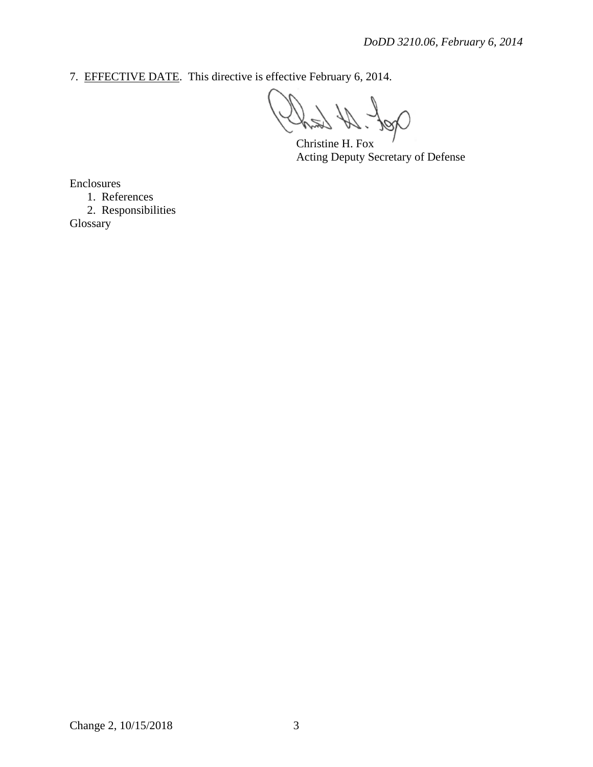7. EFFECTIVE DATE. This directive is effective February 6, 2014.

Christine H. Fox
Acting Deputy Secretary of Defense

Enclosures
1. References
2. Responsibilities

Glossary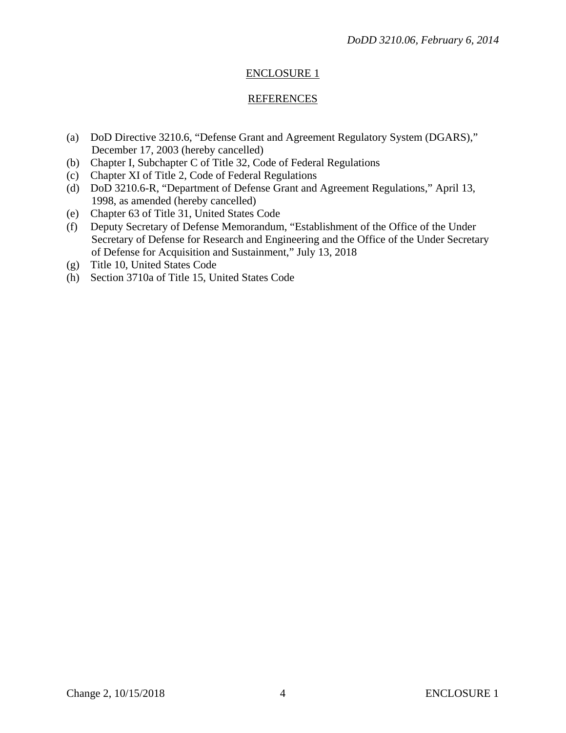## ENCLOSURE 1

## REFERENCES

(a) DoD Directive 3210.6, “Defense Grant and Agreement Regulatory System (DGARS),” December 17, 2003 (hereby cancelled)
(b) Chapter I, Subchapter C of Title 32, Code of Federal Regulations
(c) Chapter XI of Title 2, Code of Federal Regulations
(d) DoD 3210.6-R, “Department of Defense Grant and Agreement Regulations,” April 13, 1998, as amended (hereby cancelled)
(e) Chapter 63 of Title 31, United States Code
(f) Deputy Secretary of Defense Memorandum, “Establishment of the Office of the Under Secretary of Defense for Research and Engineering and the Office of the Under Secretary of Defense for Acquisition and Sustainment,” July 13, 2018
(g) Title 10, United States Code
(h) Section 3710a of Title 15, United States Code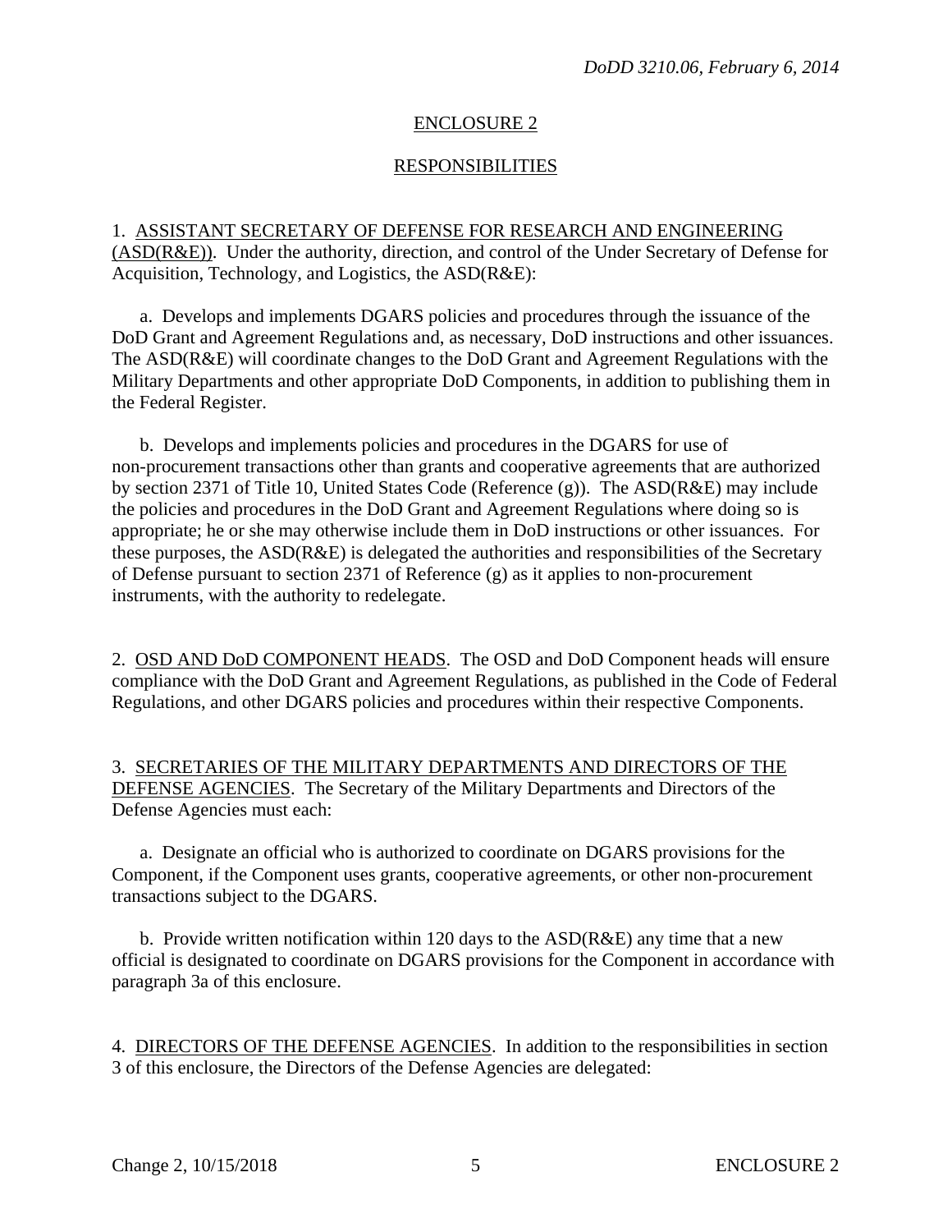## ENCLOSURE 2

## RESPONSIBILITIES

1. ASSISTANT SECRETARY OF DEFENSE FOR RESEARCH AND ENGINEERING (ASD(R&E)). Under the authority, direction, and control of the Under Secretary of Defense for Acquisition, Technology, and Logistics, the ASD(R&E):

a. Develops and implements DGARS policies and procedures through the issuance of the DoD Grant and Agreement Regulations and, as necessary, DoD instructions and other issuances. The ASD(R&E) will coordinate changes to the DoD Grant and Agreement Regulations with the Military Departments and other appropriate DoD Components, in addition to publishing them in the Federal Register.

b. Develops and implements policies and procedures in the DGARS for use of non-procurement transactions other than grants and cooperative agreements that are authorized by section 2371 of Title 10, United States Code (Reference (g)). The ASD(R&E) may include the policies and procedures in the DoD Grant and Agreement Regulations where doing so is appropriate; he or she may otherwise include them in DoD instructions or other issuances. For these purposes, the ASD(R&E) is delegated the authorities and responsibilities of the Secretary of Defense pursuant to section 2371 of Reference (g) as it applies to non-procurement instruments, with the authority to redelegate.

2. OSD AND DoD COMPONENT HEADS. The OSD and DoD Component heads will ensure compliance with the DoD Grant and Agreement Regulations, as published in the Code of Federal Regulations, and other DGARS policies and procedures within their respective Components.

3. SECRETARIES OF THE MILITARY DEPARTMENTS AND DIRECTORS OF THE DEFENSE AGENCIES. The Secretary of the Military Departments and Directors of the Defense Agencies must each:

a. Designate an official who is authorized to coordinate on DGARS provisions for the Component, if the Component uses grants, cooperative agreements, or other non-procurement transactions subject to the DGARS.

b. Provide written notification within 120 days to the ASD(R&E) any time that a new official is designated to coordinate on DGARS provisions for the Component in accordance with paragraph 3a of this enclosure.

4. DIRECTORS OF THE DEFENSE AGENCIES. In addition to the responsibilities in section 3 of this enclosure, the Directors of the Defense Agencies are delegated: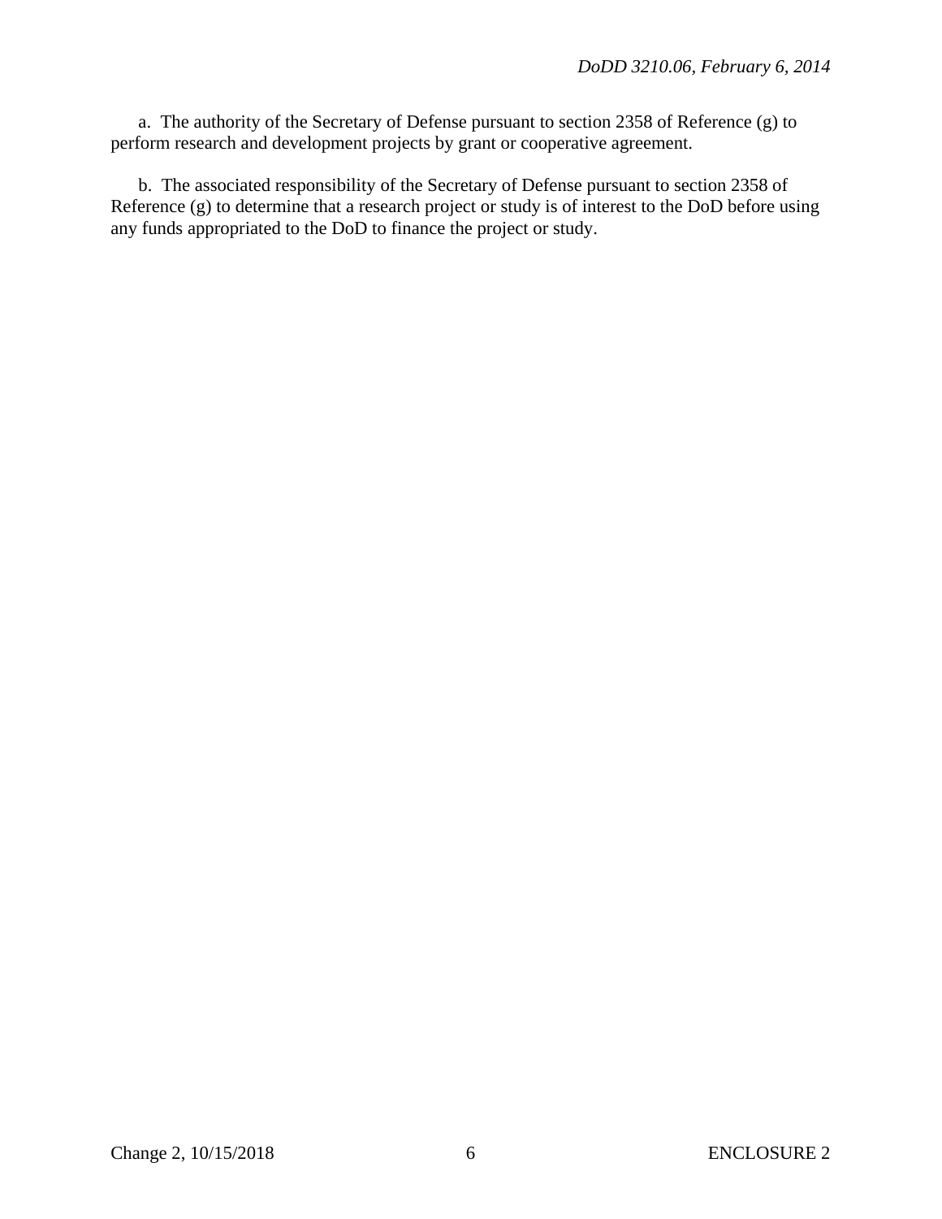a. The authority of the Secretary of Defense pursuant to section 2358 of Reference (g) to perform research and development projects by grant or cooperative agreement.

b. The associated responsibility of the Secretary of Defense pursuant to section 2358 of Reference (g) to determine that a research project or study is of interest to the DoD before using any funds appropriated to the DoD to finance the project or study.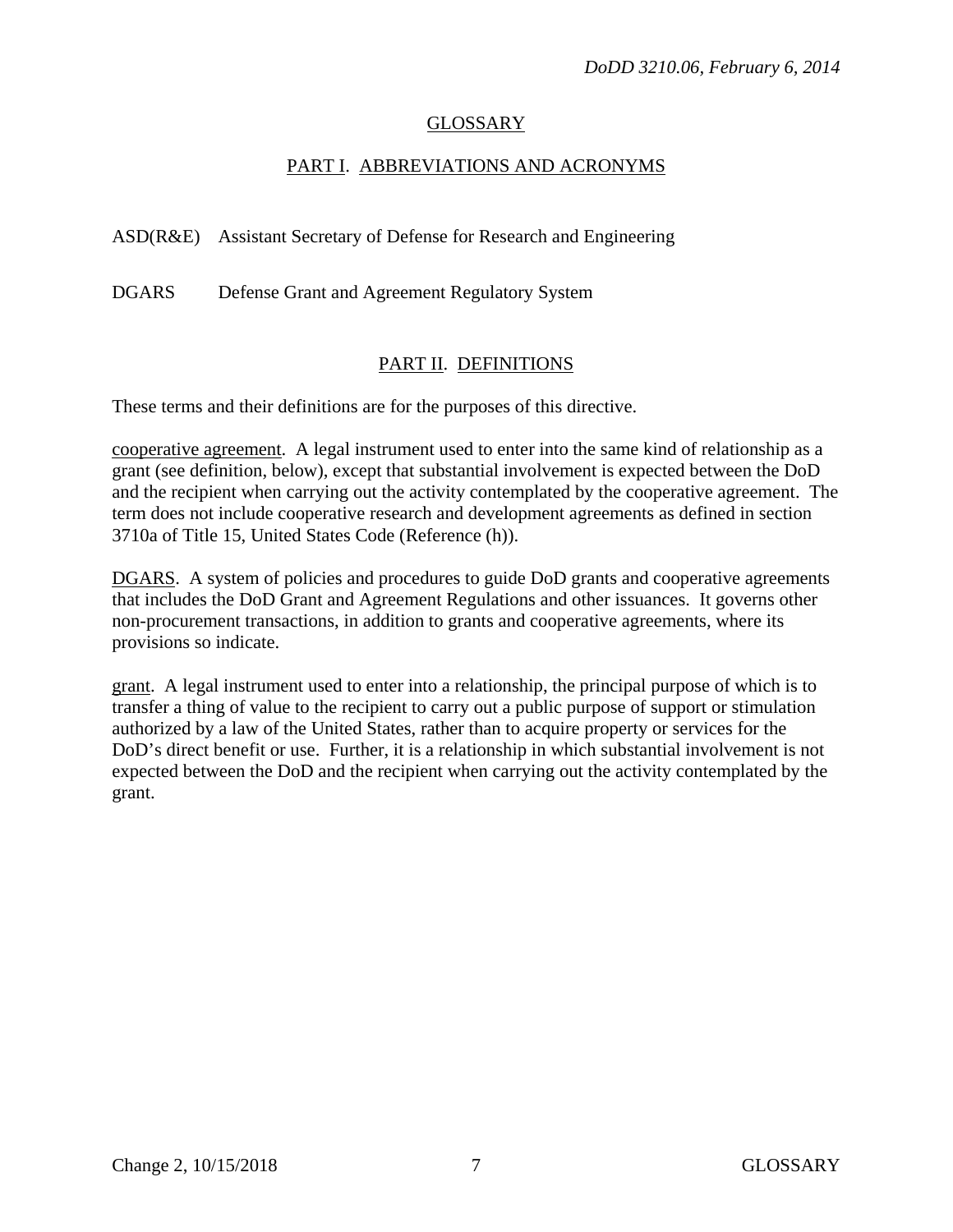# GLOSSARY

## PART I. ABBREVIATIONS AND ACRONYMS

| | |
|---|---|
| ASD(R&E) | Assistant Secretary of Defense for Research and Engineering |
| DGARS | Defense Grant and Agreement Regulatory System |

## PART II. DEFINITIONS

These terms and their definitions are for the purposes of this directive.

cooperative agreement. A legal instrument used to enter into the same kind of relationship as a grant (see definition, below), except that substantial involvement is expected between the DoD and the recipient when carrying out the activity contemplated by the cooperative agreement. The term does not include cooperative research and development agreements as defined in section 3710a of Title 15, United States Code (Reference (h)).

DGARS. A system of policies and procedures to guide DoD grants and cooperative agreements that includes the DoD Grant and Agreement Regulations and other issuances. It governs other non-procurement transactions, in addition to grants and cooperative agreements, where its provisions so indicate.

grant. A legal instrument used to enter into a relationship, the principal purpose of which is to transfer a thing of value to the recipient to carry out a public purpose of support or stimulation authorized by a law of the United States, rather than to acquire property or services for the DoD's direct benefit or use. Further, it is a relationship in which substantial involvement is not expected between the DoD and the recipient when carrying out the activity contemplated by the grant.